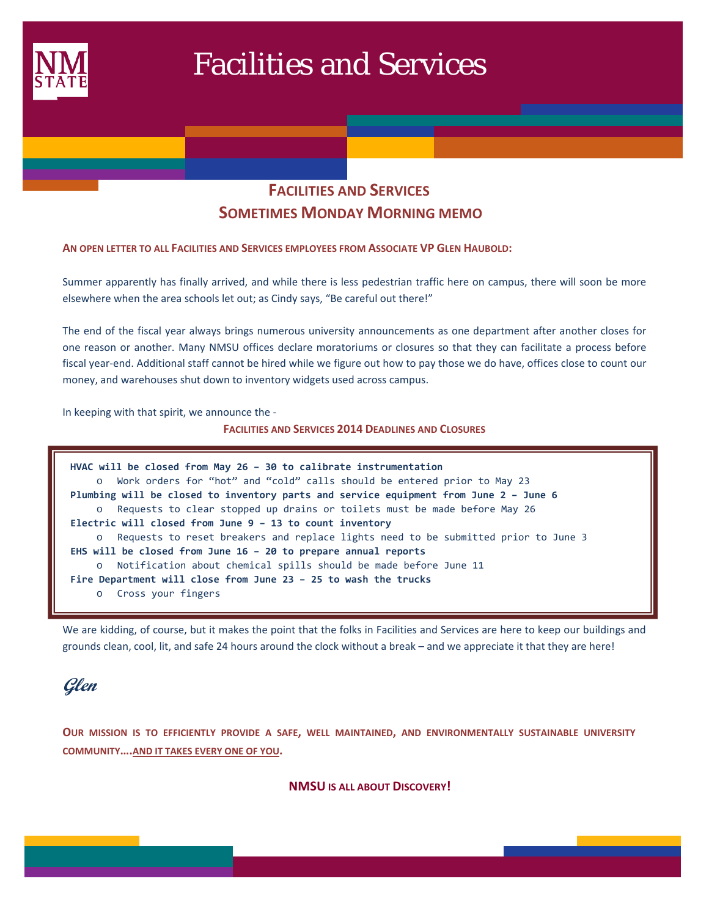# Facilities and Services

## FACILITIES AND SERVICES
## SOMETIMES MONDAY MORNING MEMO

**AN OPEN LETTER TO ALL FACILITIES AND SERVICES EMPLOYEES FROM ASSOCIATE VP GLEN HAUBOLD:**

Summer apparently has finally arrived, and while there is less pedestrian traffic here on campus, there will soon be more elsewhere when the area schools let out; as Cindy says, "Be careful out there!"

The end of the fiscal year always brings numerous university announcements as one department after another closes for one reason or another. Many NMSU offices declare moratoriums or closures so that they can facilitate a process before fiscal year-end. Additional staff cannot be hired while we figure out how to pay those we do have, offices close to count our money, and warehouses shut down to inventory widgets used across campus.

In keeping with that spirit, we announce the -

**FACILITIES AND SERVICES 2014 DEADLINES AND CLOSURES**

**HVAC will be closed from May 26 – 30 to calibrate instrumentation**
- Work orders for "hot" and "cold" calls should be entered prior to May 23

**Plumbing will be closed to inventory parts and service equipment from June 2 – June 6**
- Requests to clear stopped up drains or toilets must be made before May 26

**Electric will closed from June 9 – 13 to count inventory**
- Requests to reset breakers and replace lights need to be submitted prior to June 3

**EHS will be closed from June 16 – 20 to prepare annual reports**
- Notification about chemical spills should be made before June 11

**Fire Department will close from June 23 – 25 to wash the trucks**
- Cross your fingers

We are kidding, of course, but it makes the point that the folks in Facilities and Services are here to keep our buildings and grounds clean, cool, lit, and safe 24 hours around the clock without a break – and we appreciate it that they are here!

*Glen*

**OUR MISSION IS TO EFFICIENTLY PROVIDE A SAFE, WELL MAINTAINED, AND ENVIRONMENTALLY SUSTAINABLE UNIVERSITY COMMUNITY….AND IT TAKES EVERY ONE OF YOU.**

**NMSU IS ALL ABOUT DISCOVERY!**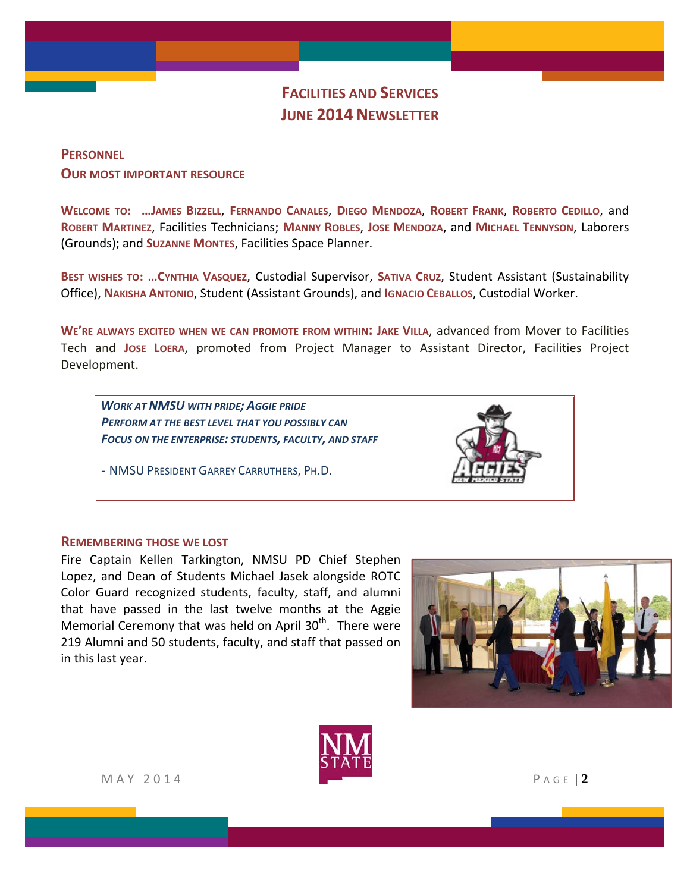# Facilities and Services June 2014 Newsletter

## Personnel

## Our most important resource

**Welcome to: …James Bizzell**, **Fernando Canales**, **Diego Mendoza**, **Robert Frank**, **Roberto Cedillo**, and **Robert Martinez**, Facilities Technicians; **Manny Robles**, **Jose Mendoza**, and **Michael Tennyson**, Laborers (Grounds); and **Suzanne Montes**, Facilities Space Planner.

**Best wishes to: …Cynthia Vasquez**, Custodial Supervisor, **Sativa Cruz**, Student Assistant (Sustainability Office), **Nakisha Antonio**, Student (Assistant Grounds), and **Ignacio Ceballos**, Custodial Worker.

**We're always excited when we can promote from within: Jake Villa**, advanced from Mover to Facilities Tech and **Jose Loera**, promoted from Project Manager to Assistant Director, Facilities Project Development.

> ***Work at NMSU with pride; Aggie pride***
> ***Perform at the best level that you possibly can***
> ***Focus on the enterprise: students, faculty, and staff***
>
> \- NMSU President Garrey Carruthers, Ph.D.

## Remembering those we lost

Fire Captain Kellen Tarkington, NMSU PD Chief Stephen Lopez, and Dean of Students Michael Jasek alongside ROTC Color Guard recognized students, faculty, staff, and alumni that have passed in the last twelve months at the Aggie Memorial Ceremony that was held on April 30th. There were 219 Alumni and 50 students, faculty, and staff that passed on in this last year.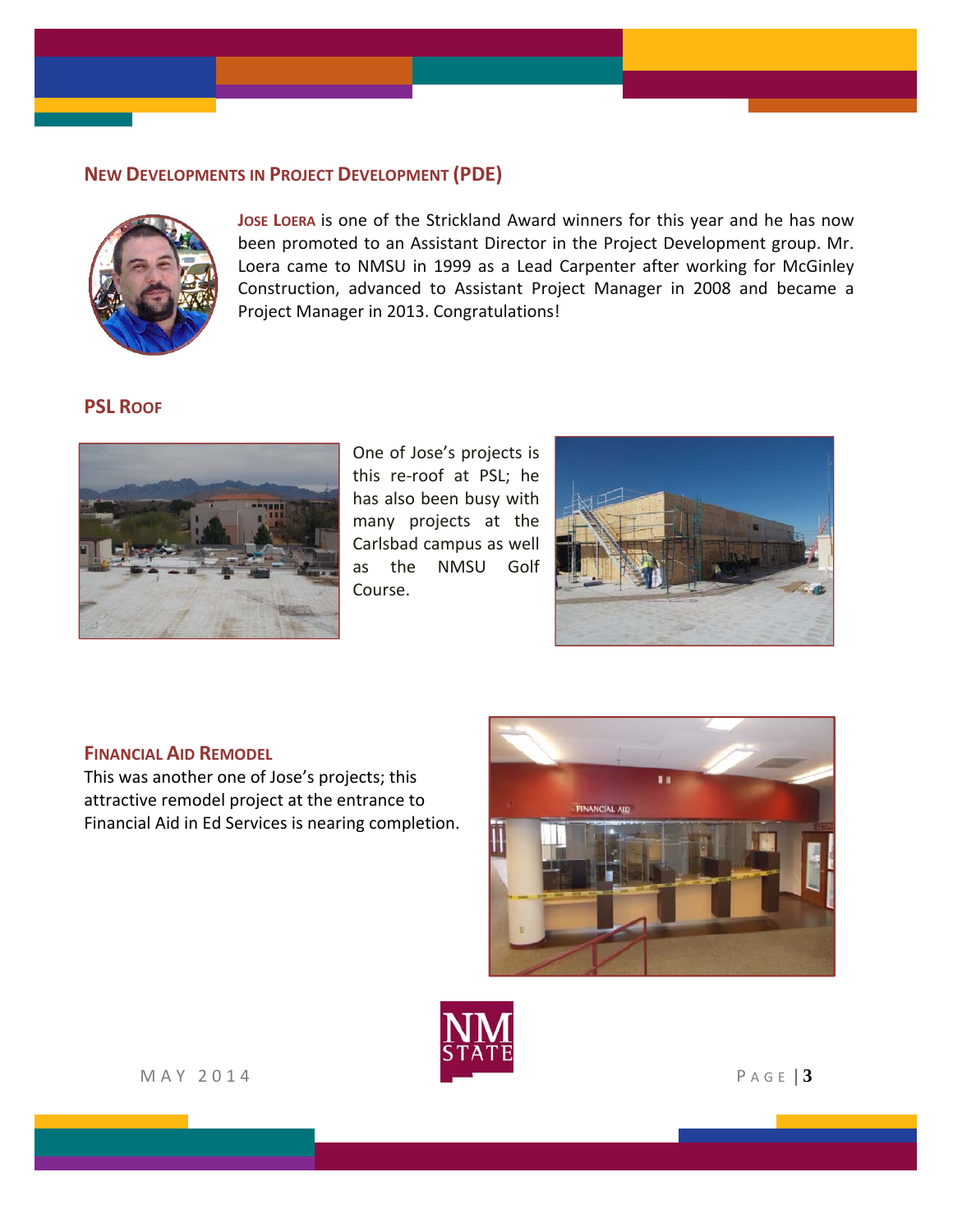## New Developments in Project Development (PDE)

**Jose Loera** is one of the Strickland Award winners for this year and he has now been promoted to an Assistant Director in the Project Development group. Mr. Loera came to NMSU in 1999 as a Lead Carpenter after working for McGinley Construction, advanced to Assistant Project Manager in 2008 and became a Project Manager in 2013. Congratulations!

## PSL Roof

One of Jose's projects is this re-roof at PSL; he has also been busy with many projects at the Carlsbad campus as well as the NMSU Golf Course.

## Financial Aid Remodel

This was another one of Jose's projects; this attractive remodel project at the entrance to Financial Aid in Ed Services is nearing completion.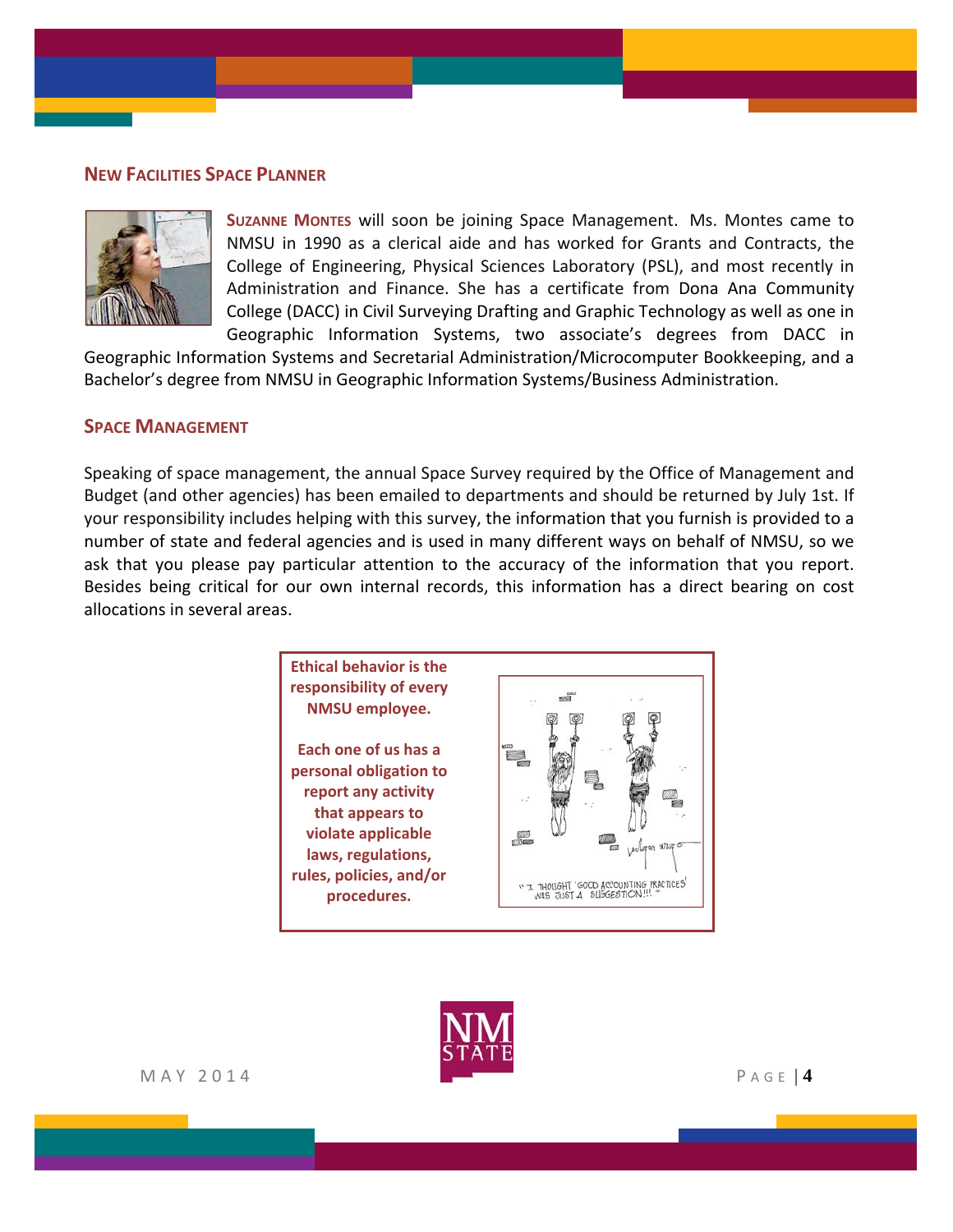## New Facilities Space Planner

**Suzanne Montes** will soon be joining Space Management. Ms. Montes came to NMSU in 1990 as a clerical aide and has worked for Grants and Contracts, the College of Engineering, Physical Sciences Laboratory (PSL), and most recently in Administration and Finance. She has a certificate from Dona Ana Community College (DACC) in Civil Surveying Drafting and Graphic Technology as well as one in Geographic Information Systems, two associate's degrees from DACC in Geographic Information Systems and Secretarial Administration/Microcomputer Bookkeeping, and a Bachelor's degree from NMSU in Geographic Information Systems/Business Administration.

## Space Management

Speaking of space management, the annual Space Survey required by the Office of Management and Budget (and other agencies) has been emailed to departments and should be returned by July 1st. If your responsibility includes helping with this survey, the information that you furnish is provided to a number of state and federal agencies and is used in many different ways on behalf of NMSU, so we ask that you please pay particular attention to the accuracy of the information that you report. Besides being critical for our own internal records, this information has a direct bearing on cost allocations in several areas.

**Ethical behavior is the responsibility of every NMSU employee.**

**Each one of us has a personal obligation to report any activity that appears to violate applicable laws, regulations, rules, policies, and/or procedures.**

"I thought 'good accounting practices' was just a suggestion!!!"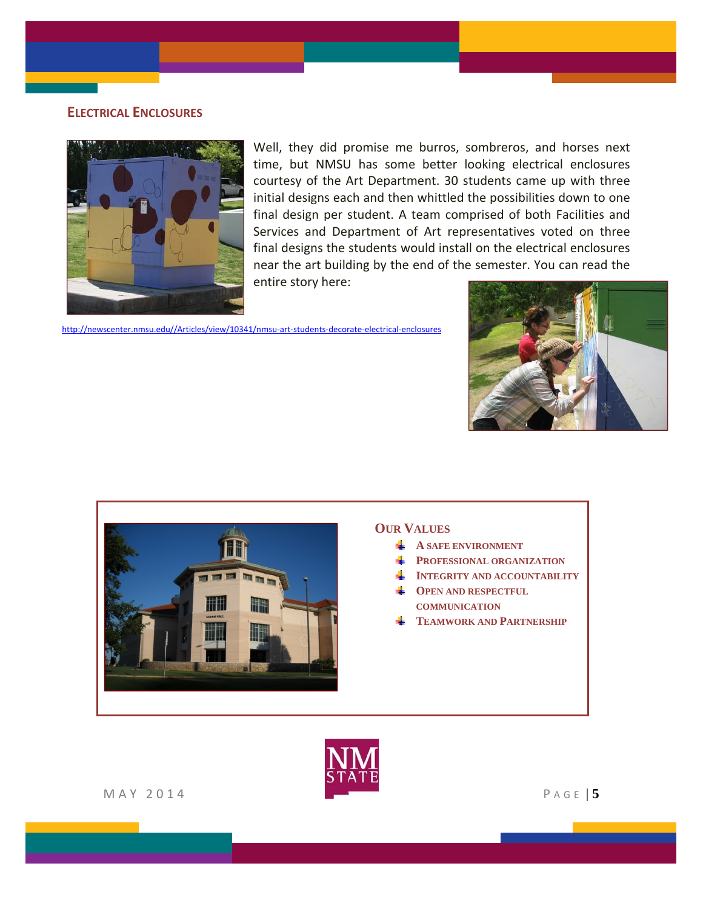## Electrical Enclosures

Well, they did promise me burros, sombreros, and horses next time, but NMSU has some better looking electrical enclosures courtesy of the Art Department. 30 students came up with three initial designs each and then whittled the possibilities down to one final design per student. A team comprised of both Facilities and Services and Department of Art representatives voted on three final designs the students would install on the electrical enclosures near the art building by the end of the semester. You can read the entire story here:

http://newscenter.nmsu.edu//Articles/view/10341/nmsu-art-students-decorate-electrical-enclosures

## Our Values

- A Safe Environment
- Professional Organization
- Integrity and Accountability
- Open and Respectful Communication
- Teamwork and Partnership

May 2014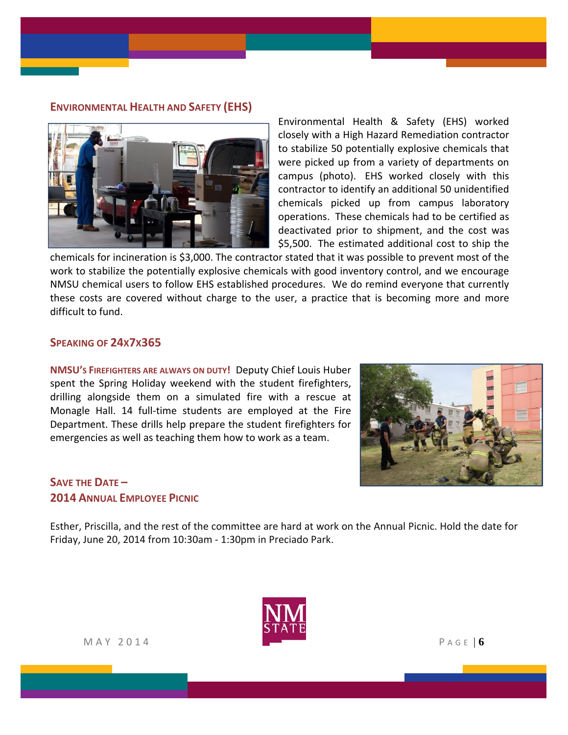## Environmental Health and Safety (EHS)

Environmental Health & Safety (EHS) worked closely with a High Hazard Remediation contractor to stabilize 50 potentially explosive chemicals that were picked up from a variety of departments on campus (photo). EHS worked closely with this contractor to identify an additional 50 unidentified chemicals picked up from campus laboratory operations. These chemicals had to be certified as deactivated prior to shipment, and the cost was $5,500. The estimated additional cost to ship the chemicals for incineration is $3,000. The contractor stated that it was possible to prevent most of the work to stabilize the potentially explosive chemicals with good inventory control, and we encourage NMSU chemical users to follow EHS established procedures. We do remind everyone that currently these costs are covered without charge to the user, a practice that is becoming more and more difficult to fund.

## Speaking of 24x7x365

**NMSU's Firefighters are always on duty!** Deputy Chief Louis Huber spent the Spring Holiday weekend with the student firefighters, drilling alongside them on a simulated fire with a rescue at Monagle Hall. 14 full-time students are employed at the Fire Department. These drills help prepare the student firefighters for emergencies as well as teaching them how to work as a team.

## Save the Date – 2014 Annual Employee Picnic

Esther, Priscilla, and the rest of the committee are hard at work on the Annual Picnic. Hold the date for Friday, June 20, 2014 from 10:30am - 1:30pm in Preciado Park.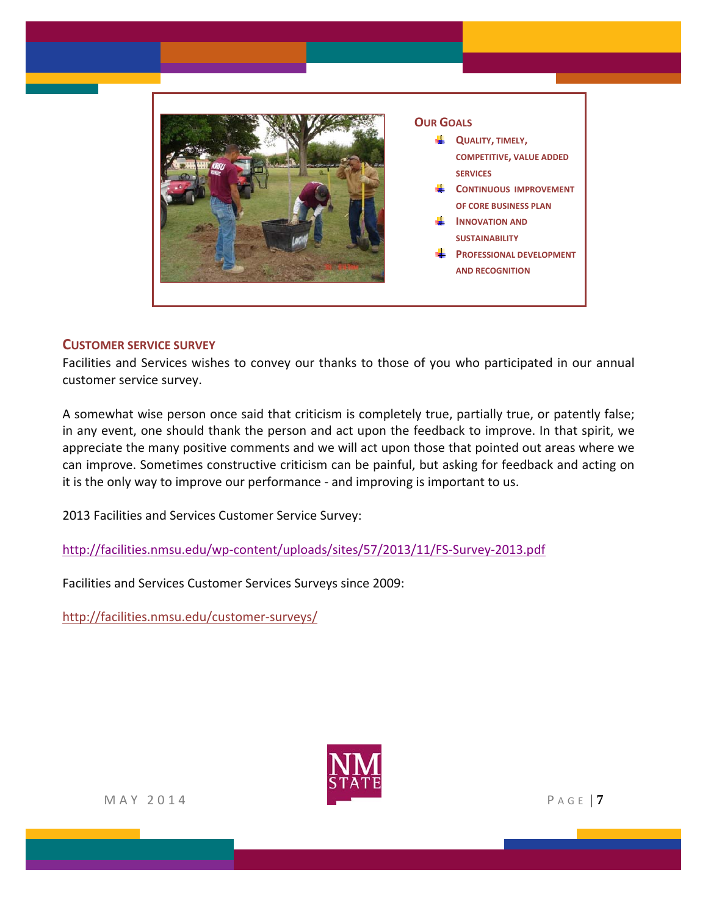## Our Goals

- Quality, timely, competitive, value added services
- Continuous improvement of core business plan
- Innovation and sustainability
- Professional development and recognition

## Customer service survey

Facilities and Services wishes to convey our thanks to those of you who participated in our annual customer service survey.

A somewhat wise person once said that criticism is completely true, partially true, or patently false; in any event, one should thank the person and act upon the feedback to improve. In that spirit, we appreciate the many positive comments and we will act upon those that pointed out areas where we can improve. Sometimes constructive criticism can be painful, but asking for feedback and acting on it is the only way to improve our performance - and improving is important to us.

2013 Facilities and Services Customer Service Survey:

http://facilities.nmsu.edu/wp-content/uploads/sites/57/2013/11/FS-Survey-2013.pdf

Facilities and Services Customer Services Surveys since 2009:

http://facilities.nmsu.edu/customer-surveys/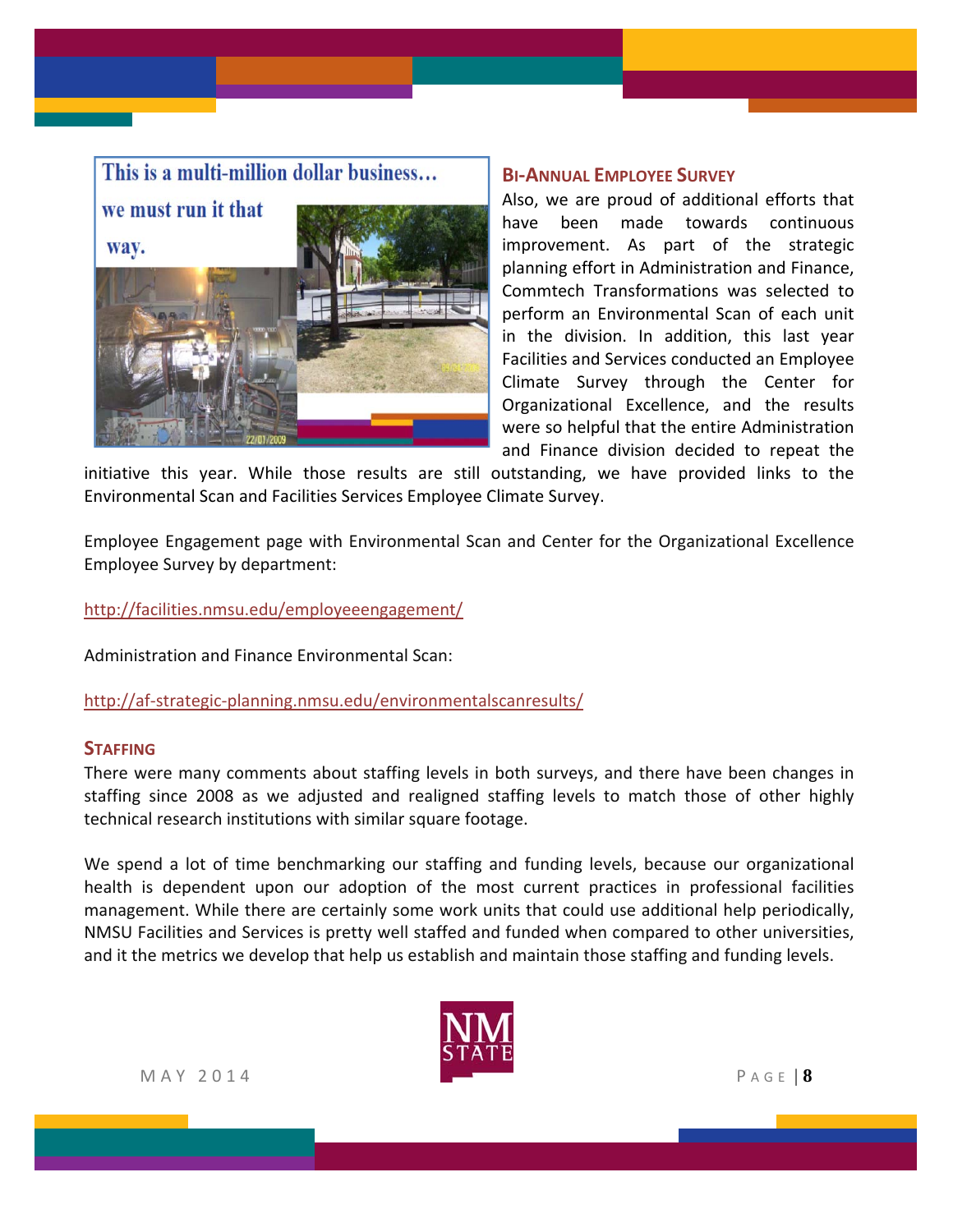## BI-ANNUAL EMPLOYEE SURVEY

Also, we are proud of additional efforts that have been made towards continuous improvement. As part of the strategic planning effort in Administration and Finance, Commtech Transformations was selected to perform an Environmental Scan of each unit in the division. In addition, this last year Facilities and Services conducted an Employee Climate Survey through the Center for Organizational Excellence, and the results were so helpful that the entire Administration and Finance division decided to repeat the initiative this year. While those results are still outstanding, we have provided links to the Environmental Scan and Facilities Services Employee Climate Survey.

Employee Engagement page with Environmental Scan and Center for the Organizational Excellence Employee Survey by department:

http://facilities.nmsu.edu/employeeengagement/

Administration and Finance Environmental Scan:

http://af-strategic-planning.nmsu.edu/environmentalscanresults/

## STAFFING

There were many comments about staffing levels in both surveys, and there have been changes in staffing since 2008 as we adjusted and realigned staffing levels to match those of other highly technical research institutions with similar square footage.

We spend a lot of time benchmarking our staffing and funding levels, because our organizational health is dependent upon our adoption of the most current practices in professional facilities management. While there are certainly some work units that could use additional help periodically, NMSU Facilities and Services is pretty well staffed and funded when compared to other universities, and it the metrics we develop that help us establish and maintain those staffing and funding levels.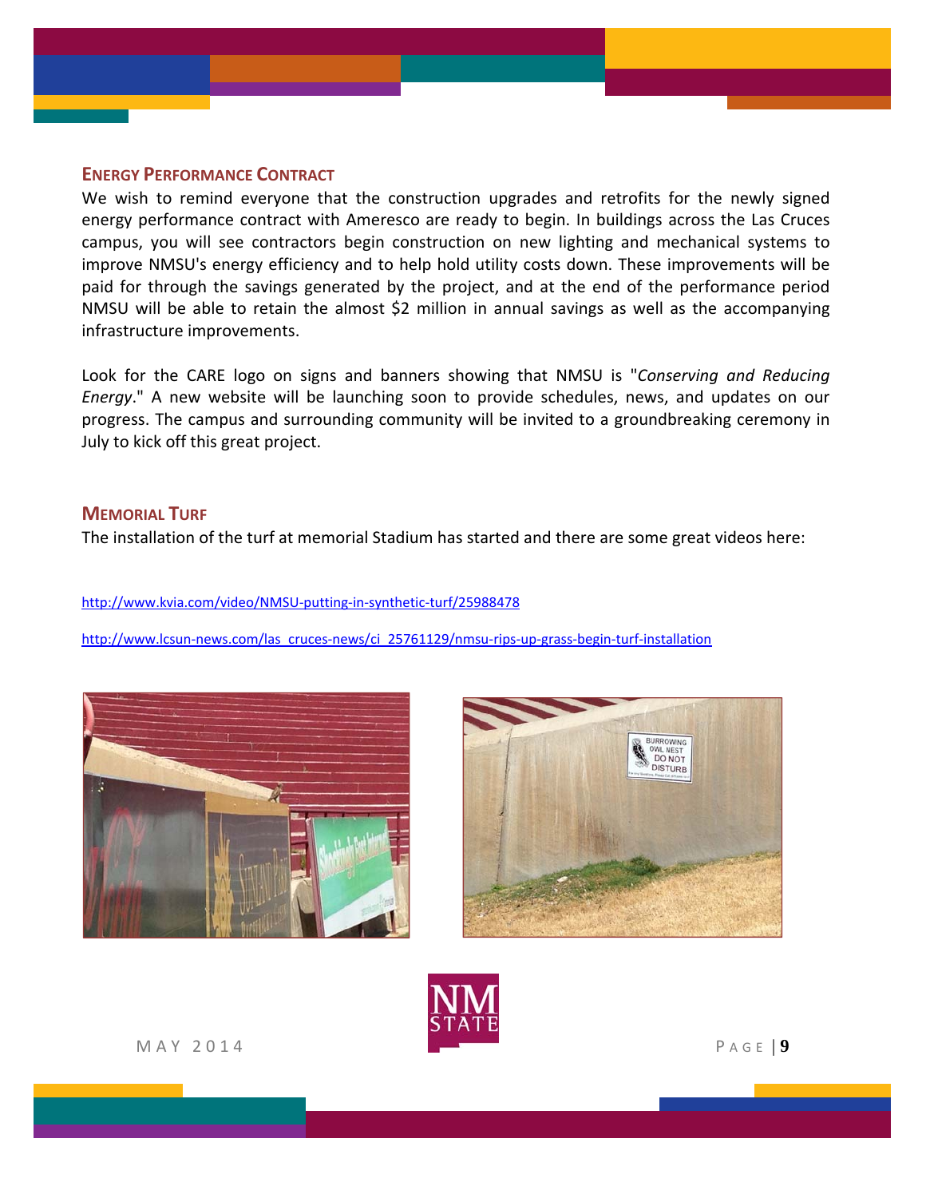## Energy Performance Contract

We wish to remind everyone that the construction upgrades and retrofits for the newly signed energy performance contract with Ameresco are ready to begin. In buildings across the Las Cruces campus, you will see contractors begin construction on new lighting and mechanical systems to improve NMSU's energy efficiency and to help hold utility costs down. These improvements will be paid for through the savings generated by the project, and at the end of the performance period NMSU will be able to retain the almost $2 million in annual savings as well as the accompanying infrastructure improvements.

Look for the CARE logo on signs and banners showing that NMSU is "*Conserving and Reducing Energy*." A new website will be launching soon to provide schedules, news, and updates on our progress. The campus and surrounding community will be invited to a groundbreaking ceremony in July to kick off this great project.

## Memorial Turf

The installation of the turf at memorial Stadium has started and there are some great videos here:

http://www.kvia.com/video/NMSU-putting-in-synthetic-turf/25988478

http://www.lcsun-news.com/las_cruces-news/ci_25761129/nmsu-rips-up-grass-begin-turf-installation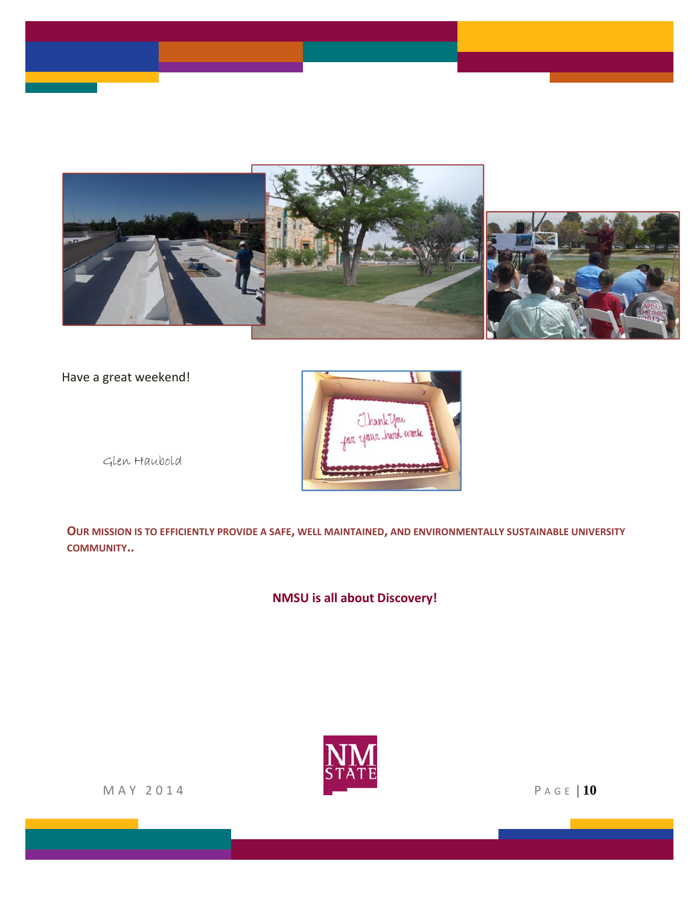Have a great weekend!

Glen Haubold

**OUR MISSION IS TO EFFICIENTLY PROVIDE A SAFE, WELL MAINTAINED, AND ENVIRONMENTALLY SUSTAINABLE UNIVERSITY COMMUNITY..**

**NMSU is all about Discovery!**